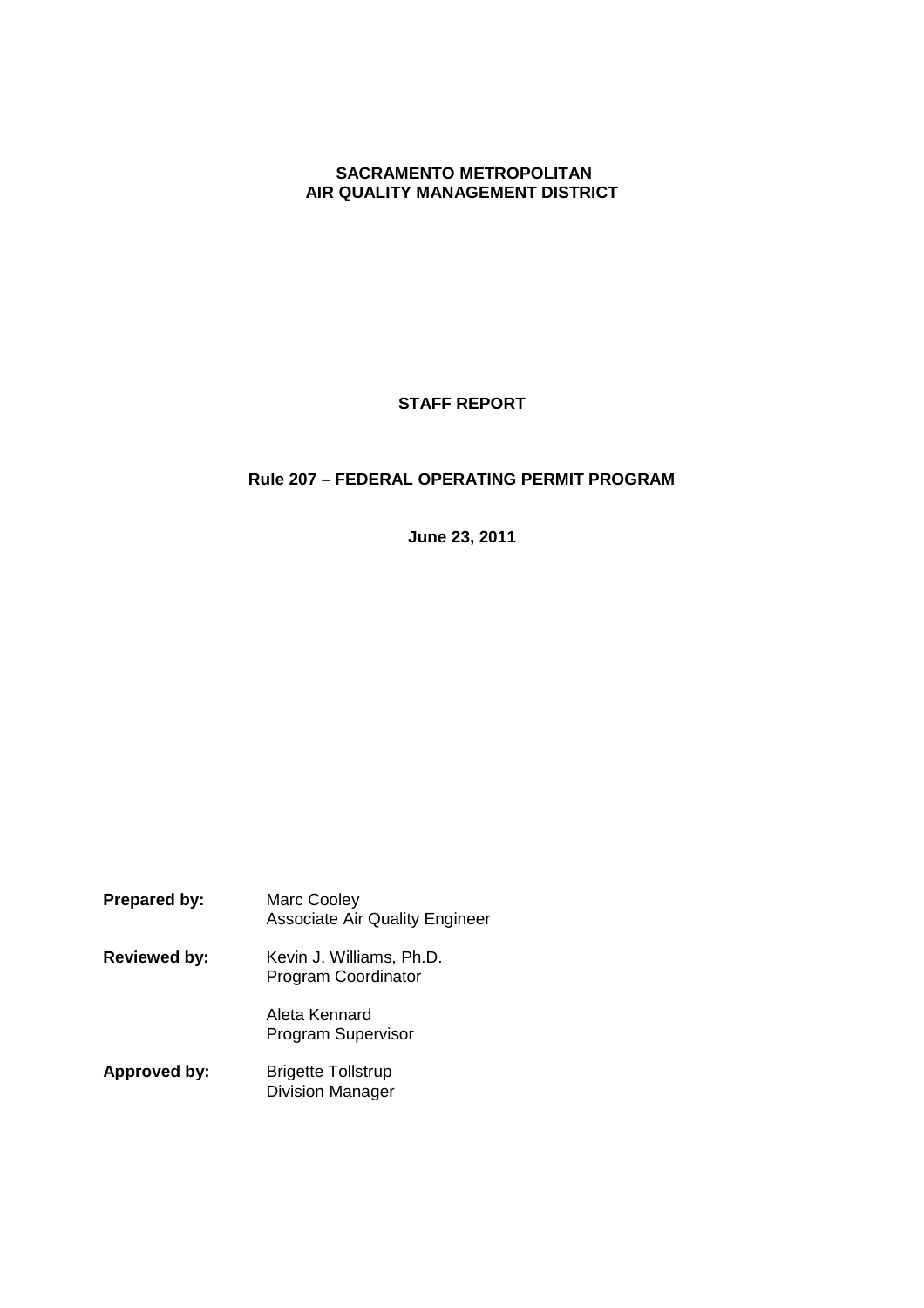**SACRAMENTO METROPOLITAN**
**AIR QUALITY MANAGEMENT DISTRICT**

# STAFF REPORT

## Rule 207 – FEDERAL OPERATING PERMIT PROGRAM

**June 23, 2011**

**Prepared by:** Marc Cooley
Associate Air Quality Engineer

**Reviewed by:** Kevin J. Williams, Ph.D.
Program Coordinator

Aleta Kennard
Program Supervisor

**Approved by:** Brigette Tollstrup
Division Manager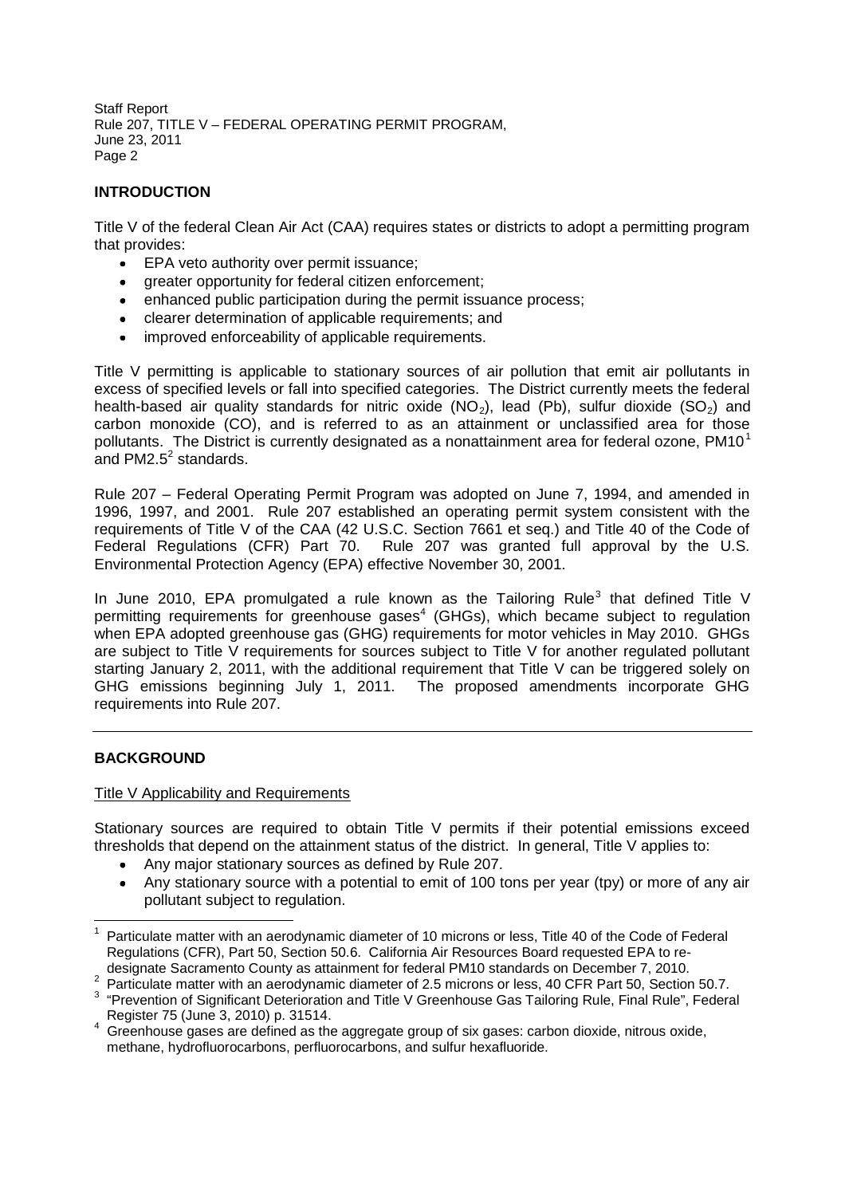## INTRODUCTION

Title V of the federal Clean Air Act (CAA) requires states or districts to adopt a permitting program that provides:

- EPA veto authority over permit issuance;
- greater opportunity for federal citizen enforcement;
- enhanced public participation during the permit issuance process;
- clearer determination of applicable requirements; and
- improved enforceability of applicable requirements.

Title V permitting is applicable to stationary sources of air pollution that emit air pollutants in excess of specified levels or fall into specified categories. The District currently meets the federal health-based air quality standards for nitric oxide ($NO_2$), lead (Pb), sulfur dioxide ($SO_2$) and carbon monoxide (CO), and is referred to as an attainment or unclassified area for those pollutants. The District is currently designated as a nonattainment area for federal ozone, PM10[1] and PM2.5[2] standards.

Rule 207 – Federal Operating Permit Program was adopted on June 7, 1994, and amended in 1996, 1997, and 2001. Rule 207 established an operating permit system consistent with the requirements of Title V of the CAA (42 U.S.C. Section 7661 et seq.) and Title 40 of the Code of Federal Regulations (CFR) Part 70. Rule 207 was granted full approval by the U.S. Environmental Protection Agency (EPA) effective November 30, 2001.

In June 2010, EPA promulgated a rule known as the Tailoring Rule[3] that defined Title V permitting requirements for greenhouse gases[4] (GHGs), which became subject to regulation when EPA adopted greenhouse gas (GHG) requirements for motor vehicles in May 2010. GHGs are subject to Title V requirements for sources subject to Title V for another regulated pollutant starting January 2, 2011, with the additional requirement that Title V can be triggered solely on GHG emissions beginning July 1, 2011. The proposed amendments incorporate GHG requirements into Rule 207.

---

## BACKGROUND

### Title V Applicability and Requirements

Stationary sources are required to obtain Title V permits if their potential emissions exceed thresholds that depend on the attainment status of the district. In general, Title V applies to:

- Any major stationary sources as defined by Rule 207.
- Any stationary source with a potential to emit of 100 tons per year (tpy) or more of any air pollutant subject to regulation.

---

[1] Particulate matter with an aerodynamic diameter of 10 microns or less, Title 40 of the Code of Federal Regulations (CFR), Part 50, Section 50.6. California Air Resources Board requested EPA to re-designate Sacramento County as attainment for federal PM10 standards on December 7, 2010.

[2] Particulate matter with an aerodynamic diameter of 2.5 microns or less, 40 CFR Part 50, Section 50.7.

[3] "Prevention of Significant Deterioration and Title V Greenhouse Gas Tailoring Rule, Final Rule", Federal Register 75 (June 3, 2010) p. 31514.

[4] Greenhouse gases are defined as the aggregate group of six gases: carbon dioxide, nitrous oxide, methane, hydrofluorocarbons, perfluorocarbons, and sulfur hexafluoride.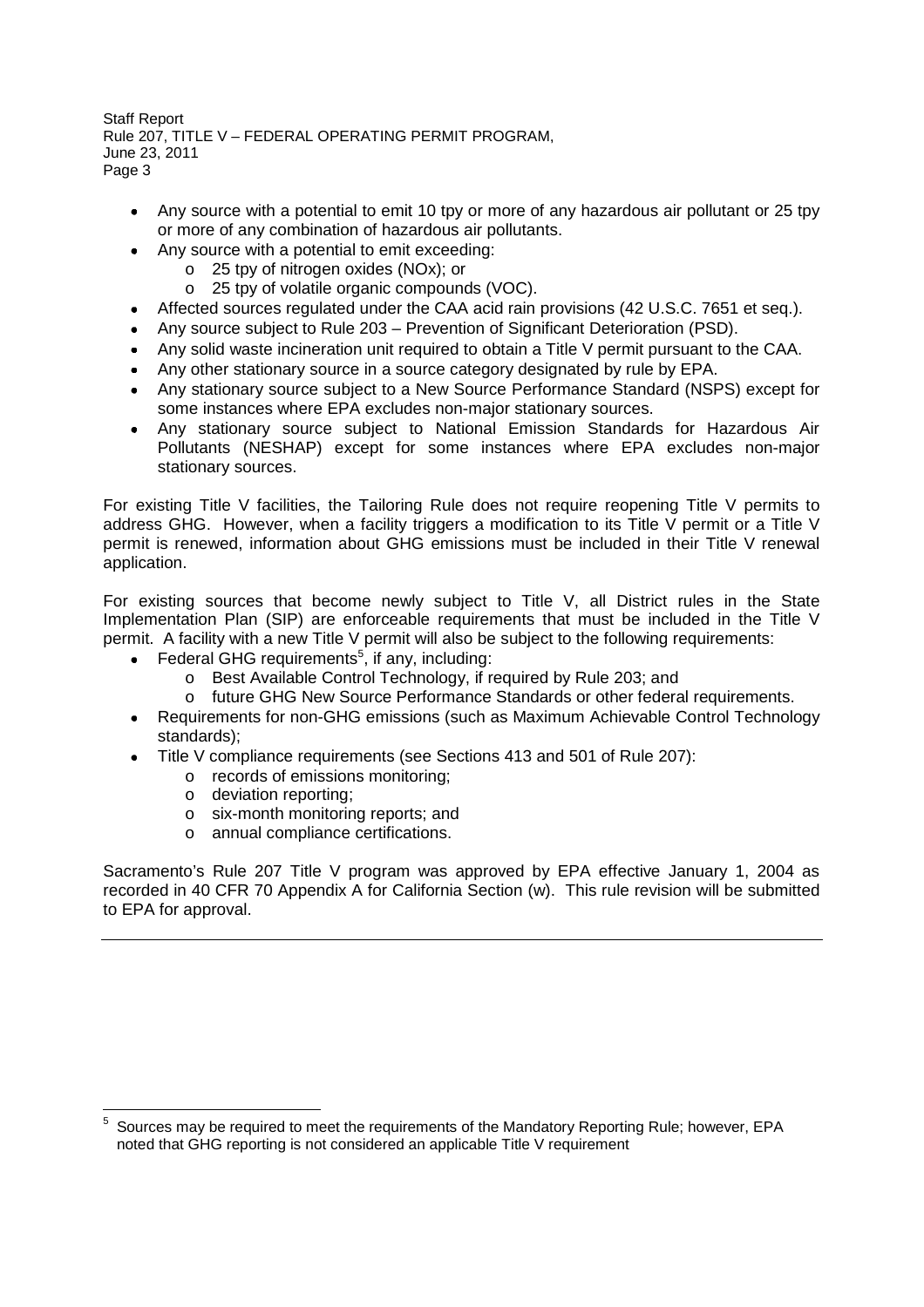- Any source with a potential to emit 10 tpy or more of any hazardous air pollutant or 25 tpy or more of any combination of hazardous air pollutants.
- Any source with a potential to emit exceeding:
  - 25 tpy of nitrogen oxides (NOx); or
  - 25 tpy of volatile organic compounds (VOC).
- Affected sources regulated under the CAA acid rain provisions (42 U.S.C. 7651 et seq.).
- Any source subject to Rule 203 – Prevention of Significant Deterioration (PSD).
- Any solid waste incineration unit required to obtain a Title V permit pursuant to the CAA.
- Any other stationary source in a source category designated by rule by EPA.
- Any stationary source subject to a New Source Performance Standard (NSPS) except for some instances where EPA excludes non-major stationary sources.
- Any stationary source subject to National Emission Standards for Hazardous Air Pollutants (NESHAP) except for some instances where EPA excludes non-major stationary sources.

For existing Title V facilities, the Tailoring Rule does not require reopening Title V permits to address GHG. However, when a facility triggers a modification to its Title V permit or a Title V permit is renewed, information about GHG emissions must be included in their Title V renewal application.

For existing sources that become newly subject to Title V, all District rules in the State Implementation Plan (SIP) are enforceable requirements that must be included in the Title V permit. A facility with a new Title V permit will also be subject to the following requirements:

- Federal GHG requirements[5], if any, including:
  - Best Available Control Technology, if required by Rule 203; and
  - future GHG New Source Performance Standards or other federal requirements.
- Requirements for non-GHG emissions (such as Maximum Achievable Control Technology standards);
- Title V compliance requirements (see Sections 413 and 501 of Rule 207):
  - records of emissions monitoring;
  - deviation reporting;
  - six-month monitoring reports; and
  - annual compliance certifications.

Sacramento's Rule 207 Title V program was approved by EPA effective January 1, 2004 as recorded in 40 CFR 70 Appendix A for California Section (w). This rule revision will be submitted to EPA for approval.

---

[5] Sources may be required to meet the requirements of the Mandatory Reporting Rule; however, EPA noted that GHG reporting is not considered an applicable Title V requirement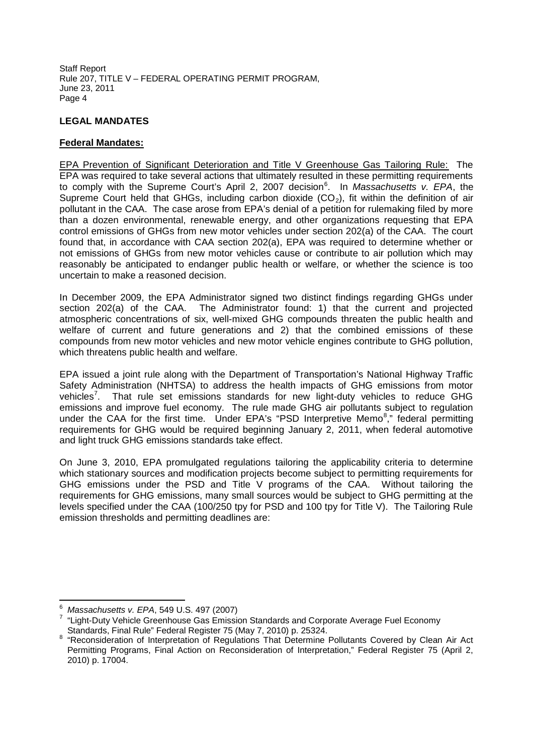## LEGAL MANDATES

### Federal Mandates:

EPA Prevention of Significant Deterioration and Title V Greenhouse Gas Tailoring Rule: The EPA was required to take several actions that ultimately resulted in these permitting requirements to comply with the Supreme Court's April 2, 2007 decision[6]. In *Massachusetts v. EPA*, the Supreme Court held that GHGs, including carbon dioxide ($CO_2$), fit within the definition of air pollutant in the CAA. The case arose from EPA's denial of a petition for rulemaking filed by more than a dozen environmental, renewable energy, and other organizations requesting that EPA control emissions of GHGs from new motor vehicles under section 202(a) of the CAA. The court found that, in accordance with CAA section 202(a), EPA was required to determine whether or not emissions of GHGs from new motor vehicles cause or contribute to air pollution which may reasonably be anticipated to endanger public health or welfare, or whether the science is too uncertain to make a reasoned decision.

In December 2009, the EPA Administrator signed two distinct findings regarding GHGs under section 202(a) of the CAA. The Administrator found: 1) that the current and projected atmospheric concentrations of six, well-mixed GHG compounds threaten the public health and welfare of current and future generations and 2) that the combined emissions of these compounds from new motor vehicles and new motor vehicle engines contribute to GHG pollution, which threatens public health and welfare.

EPA issued a joint rule along with the Department of Transportation's National Highway Traffic Safety Administration (NHTSA) to address the health impacts of GHG emissions from motor vehicles[7]. That rule set emissions standards for new light-duty vehicles to reduce GHG emissions and improve fuel economy. The rule made GHG air pollutants subject to regulation under the CAA for the first time. Under EPA's "PSD Interpretive Memo[8]," federal permitting requirements for GHG would be required beginning January 2, 2011, when federal automotive and light truck GHG emissions standards take effect.

On June 3, 2010, EPA promulgated regulations tailoring the applicability criteria to determine which stationary sources and modification projects become subject to permitting requirements for GHG emissions under the PSD and Title V programs of the CAA. Without tailoring the requirements for GHG emissions, many small sources would be subject to GHG permitting at the levels specified under the CAA (100/250 tpy for PSD and 100 tpy for Title V). The Tailoring Rule emission thresholds and permitting deadlines are:

---

[6] *Massachusetts v. EPA*, 549 U.S. 497 (2007)

[7] "Light-Duty Vehicle Greenhouse Gas Emission Standards and Corporate Average Fuel Economy Standards, Final Rule" Federal Register 75 (May 7, 2010) p. 25324.

[8] "Reconsideration of Interpretation of Regulations That Determine Pollutants Covered by Clean Air Act Permitting Programs, Final Action on Reconsideration of Interpretation," Federal Register 75 (April 2, 2010) p. 17004.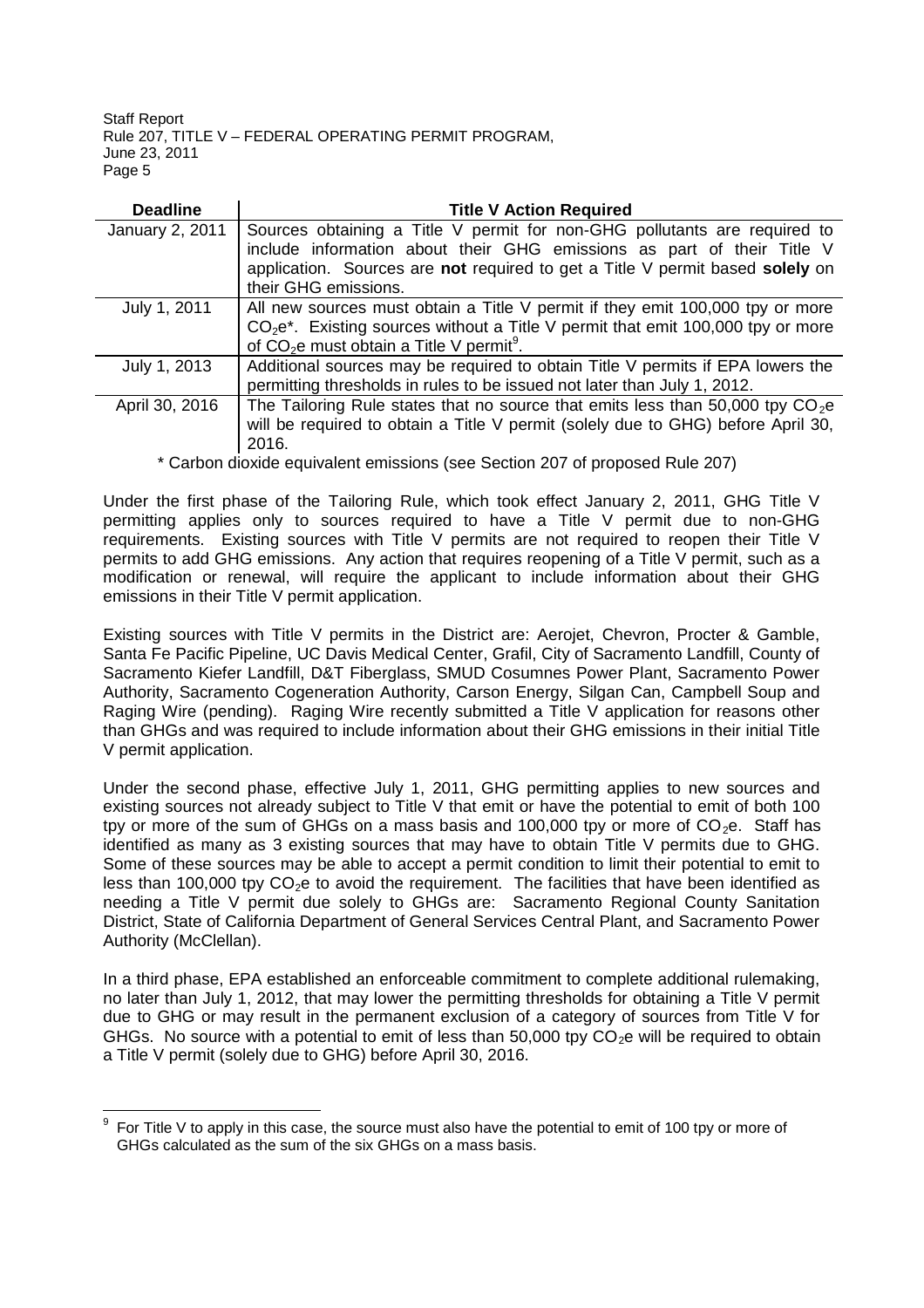| Deadline | Title V Action Required |
|---|---|
| January 2, 2011 | Sources obtaining a Title V permit for non-GHG pollutants are required to include information about their GHG emissions as part of their Title V application. Sources are **not** required to get a Title V permit based **solely** on their GHG emissions. |
| July 1, 2011 | All new sources must obtain a Title V permit if they emit 100,000 tpy or more $CO_2e$*. Existing sources without a Title V permit that emit 100,000 tpy or more of $CO_2e$ must obtain a Title V permit[9]. |
| July 1, 2013 | Additional sources may be required to obtain Title V permits if EPA lowers the permitting thresholds in rules to be issued not later than July 1, 2012. |
| April 30, 2016 | The Tailoring Rule states that no source that emits less than 50,000 tpy $CO_2e$ will be required to obtain a Title V permit (solely due to GHG) before April 30, 2016. |

\* Carbon dioxide equivalent emissions (see Section 207 of proposed Rule 207)

Under the first phase of the Tailoring Rule, which took effect January 2, 2011, GHG Title V permitting applies only to sources required to have a Title V permit due to non-GHG requirements. Existing sources with Title V permits are not required to reopen their Title V permits to add GHG emissions. Any action that requires reopening of a Title V permit, such as a modification or renewal, will require the applicant to include information about their GHG emissions in their Title V permit application.

Existing sources with Title V permits in the District are: Aerojet, Chevron, Procter & Gamble, Santa Fe Pacific Pipeline, UC Davis Medical Center, Grafil, City of Sacramento Landfill, County of Sacramento Kiefer Landfill, D&T Fiberglass, SMUD Cosumnes Power Plant, Sacramento Power Authority, Sacramento Cogeneration Authority, Carson Energy, Silgan Can, Campbell Soup and Raging Wire (pending). Raging Wire recently submitted a Title V application for reasons other than GHGs and was required to include information about their GHG emissions in their initial Title V permit application.

Under the second phase, effective July 1, 2011, GHG permitting applies to new sources and existing sources not already subject to Title V that emit or have the potential to emit of both 100 tpy or more of the sum of GHGs on a mass basis and 100,000 tpy or more of $CO_2e$. Staff has identified as many as 3 existing sources that may have to obtain Title V permits due to GHG. Some of these sources may be able to accept a permit condition to limit their potential to emit to less than 100,000 tpy $CO_2e$ to avoid the requirement. The facilities that have been identified as needing a Title V permit due solely to GHGs are: Sacramento Regional County Sanitation District, State of California Department of General Services Central Plant, and Sacramento Power Authority (McClellan).

In a third phase, EPA established an enforceable commitment to complete additional rulemaking, no later than July 1, 2012, that may lower the permitting thresholds for obtaining a Title V permit due to GHG or may result in the permanent exclusion of a category of sources from Title V for GHGs. No source with a potential to emit of less than 50,000 tpy $CO_2e$ will be required to obtain a Title V permit (solely due to GHG) before April 30, 2016.

[9] For Title V to apply in this case, the source must also have the potential to emit of 100 tpy or more of GHGs calculated as the sum of the six GHGs on a mass basis.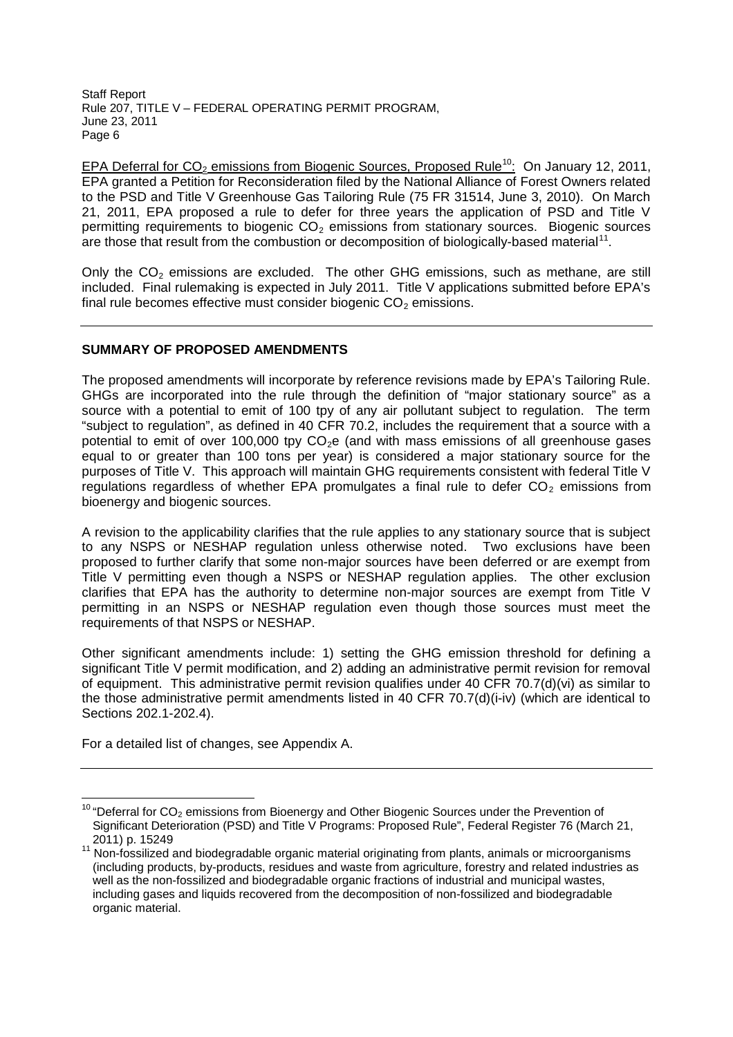EPA Deferral for $CO_2$ emissions from Biogenic Sources, Proposed Rule[10]: On January 12, 2011, EPA granted a Petition for Reconsideration filed by the National Alliance of Forest Owners related to the PSD and Title V Greenhouse Gas Tailoring Rule (75 FR 31514, June 3, 2010). On March 21, 2011, EPA proposed a rule to defer for three years the application of PSD and Title V permitting requirements to biogenic $CO_2$ emissions from stationary sources. Biogenic sources are those that result from the combustion or decomposition of biologically-based material[11].

Only the $CO_2$ emissions are excluded. The other GHG emissions, such as methane, are still included. Final rulemaking is expected in July 2011. Title V applications submitted before EPA's final rule becomes effective must consider biogenic $CO_2$ emissions.

---

## SUMMARY OF PROPOSED AMENDMENTS

The proposed amendments will incorporate by reference revisions made by EPA's Tailoring Rule. GHGs are incorporated into the rule through the definition of "major stationary source" as a source with a potential to emit of 100 tpy of any air pollutant subject to regulation. The term "subject to regulation", as defined in 40 CFR 70.2, includes the requirement that a source with a potential to emit of over 100,000 tpy $CO_2e$ (and with mass emissions of all greenhouse gases equal to or greater than 100 tons per year) is considered a major stationary source for the purposes of Title V. This approach will maintain GHG requirements consistent with federal Title V regulations regardless of whether EPA promulgates a final rule to defer $CO_2$ emissions from bioenergy and biogenic sources.

A revision to the applicability clarifies that the rule applies to any stationary source that is subject to any NSPS or NESHAP regulation unless otherwise noted. Two exclusions have been proposed to further clarify that some non-major sources have been deferred or are exempt from Title V permitting even though a NSPS or NESHAP regulation applies. The other exclusion clarifies that EPA has the authority to determine non-major sources are exempt from Title V permitting in an NSPS or NESHAP regulation even though those sources must meet the requirements of that NSPS or NESHAP.

Other significant amendments include: 1) setting the GHG emission threshold for defining a significant Title V permit modification, and 2) adding an administrative permit revision for removal of equipment. This administrative permit revision qualifies under 40 CFR 70.7(d)(vi) as similar to the those administrative permit amendments listed in 40 CFR 70.7(d)(i-iv) (which are identical to Sections 202.1-202.4).

For a detailed list of changes, see Appendix A.

---

[10] "Deferral for $CO_2$ emissions from Bioenergy and Other Biogenic Sources under the Prevention of Significant Deterioration (PSD) and Title V Programs: Proposed Rule", Federal Register 76 (March 21, 2011) p. 15249

[11] Non-fossilized and biodegradable organic material originating from plants, animals or microorganisms (including products, by-products, residues and waste from agriculture, forestry and related industries as well as the non-fossilized and biodegradable organic fractions of industrial and municipal wastes, including gases and liquids recovered from the decomposition of non-fossilized and biodegradable organic material.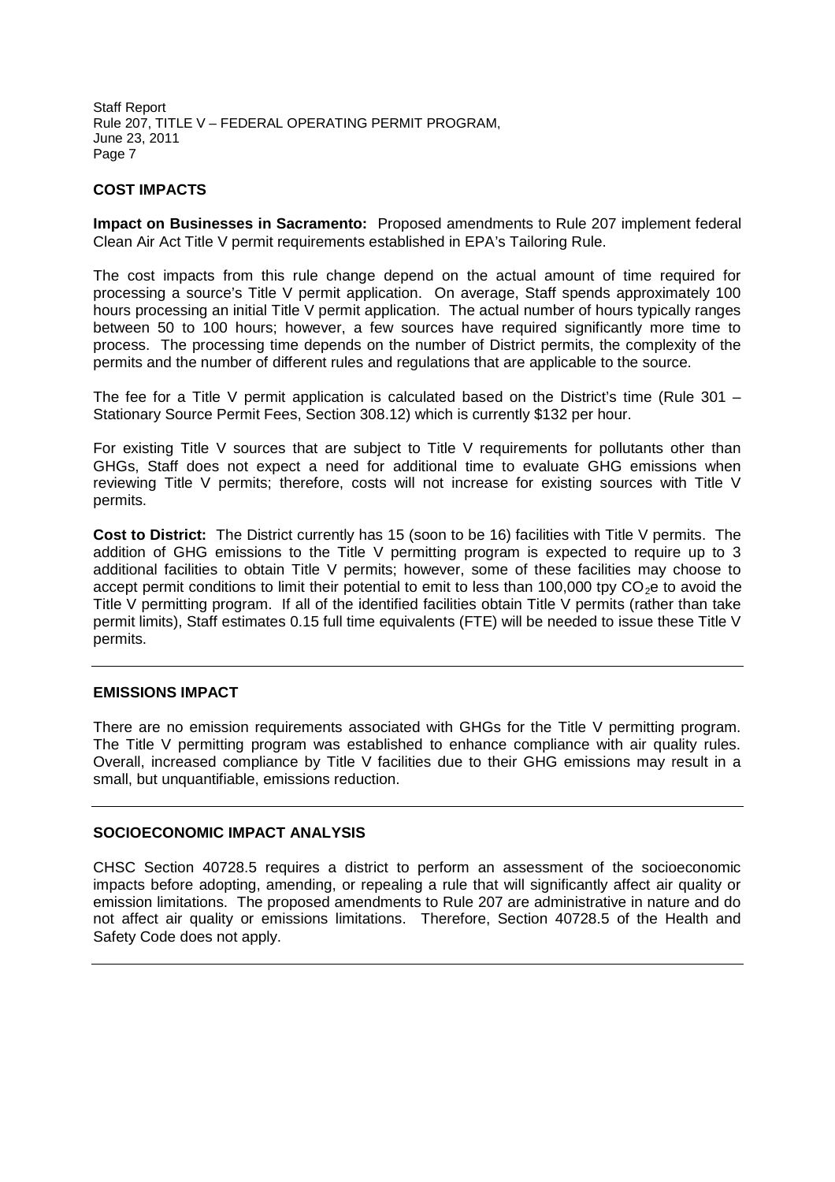## COST IMPACTS

**Impact on Businesses in Sacramento:** Proposed amendments to Rule 207 implement federal Clean Air Act Title V permit requirements established in EPA's Tailoring Rule.

The cost impacts from this rule change depend on the actual amount of time required for processing a source's Title V permit application. On average, Staff spends approximately 100 hours processing an initial Title V permit application. The actual number of hours typically ranges between 50 to 100 hours; however, a few sources have required significantly more time to process. The processing time depends on the number of District permits, the complexity of the permits and the number of different rules and regulations that are applicable to the source.

The fee for a Title V permit application is calculated based on the District's time (Rule 301 – Stationary Source Permit Fees, Section 308.12) which is currently $132 per hour.

For existing Title V sources that are subject to Title V requirements for pollutants other than GHGs, Staff does not expect a need for additional time to evaluate GHG emissions when reviewing Title V permits; therefore, costs will not increase for existing sources with Title V permits.

**Cost to District:** The District currently has 15 (soon to be 16) facilities with Title V permits. The addition of GHG emissions to the Title V permitting program is expected to require up to 3 additional facilities to obtain Title V permits; however, some of these facilities may choose to accept permit conditions to limit their potential to emit to less than 100,000 tpy $CO_2e$ to avoid the Title V permitting program. If all of the identified facilities obtain Title V permits (rather than take permit limits), Staff estimates 0.15 full time equivalents (FTE) will be needed to issue these Title V permits.

---

## EMISSIONS IMPACT

There are no emission requirements associated with GHGs for the Title V permitting program. The Title V permitting program was established to enhance compliance with air quality rules. Overall, increased compliance by Title V facilities due to their GHG emissions may result in a small, but unquantifiable, emissions reduction.

---

## SOCIOECONOMIC IMPACT ANALYSIS

CHSC Section 40728.5 requires a district to perform an assessment of the socioeconomic impacts before adopting, amending, or repealing a rule that will significantly affect air quality or emission limitations. The proposed amendments to Rule 207 are administrative in nature and do not affect air quality or emissions limitations. Therefore, Section 40728.5 of the Health and Safety Code does not apply.

---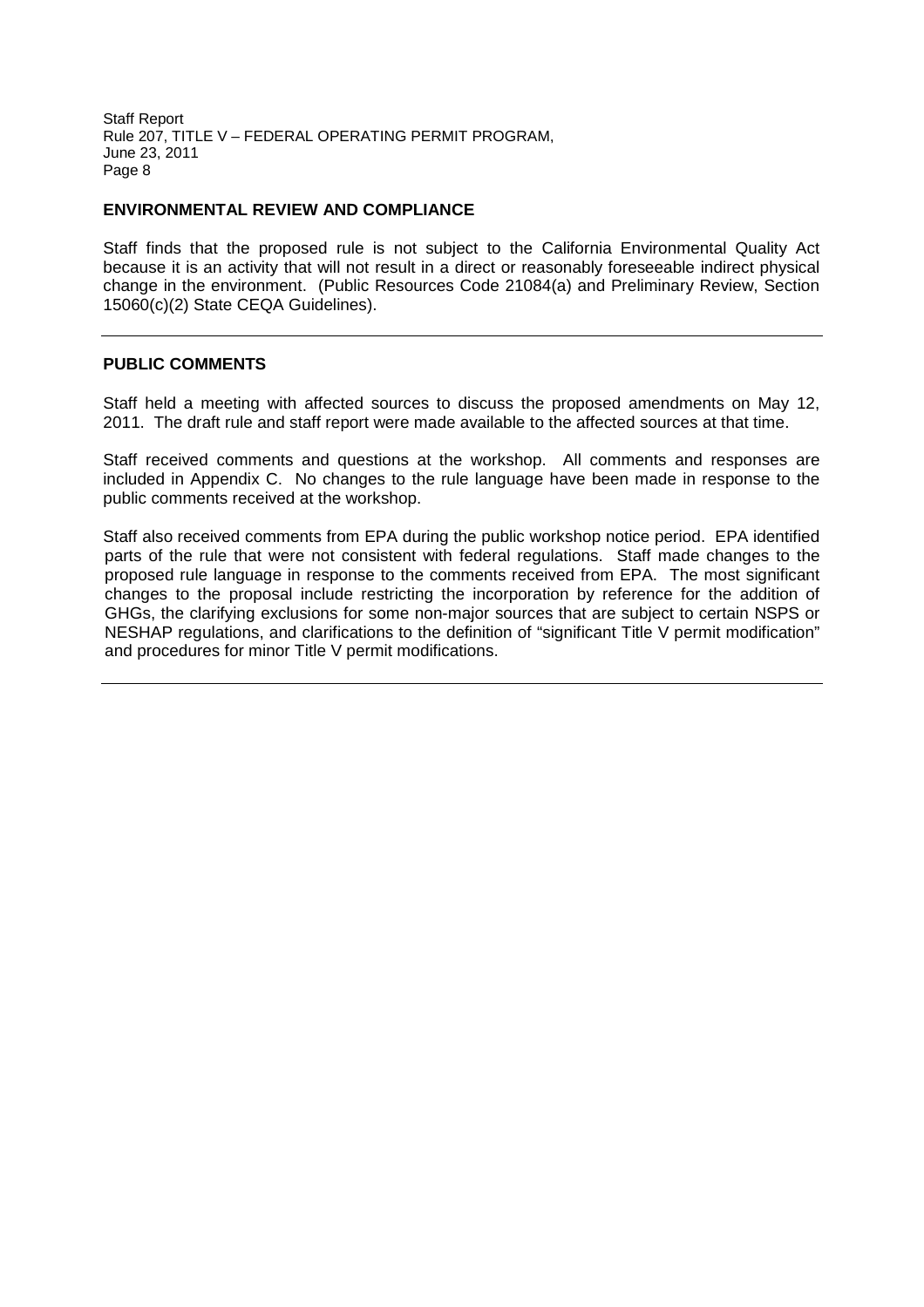## ENVIRONMENTAL REVIEW AND COMPLIANCE

Staff finds that the proposed rule is not subject to the California Environmental Quality Act because it is an activity that will not result in a direct or reasonably foreseeable indirect physical change in the environment. (Public Resources Code 21084(a) and Preliminary Review, Section 15060(c)(2) State CEQA Guidelines).

---

## PUBLIC COMMENTS

Staff held a meeting with affected sources to discuss the proposed amendments on May 12, 2011. The draft rule and staff report were made available to the affected sources at that time.

Staff received comments and questions at the workshop. All comments and responses are included in Appendix C. No changes to the rule language have been made in response to the public comments received at the workshop.

Staff also received comments from EPA during the public workshop notice period. EPA identified parts of the rule that were not consistent with federal regulations. Staff made changes to the proposed rule language in response to the comments received from EPA. The most significant changes to the proposal include restricting the incorporation by reference for the addition of GHGs, the clarifying exclusions for some non-major sources that are subject to certain NSPS or NESHAP regulations, and clarifications to the definition of "significant Title V permit modification" and procedures for minor Title V permit modifications.

---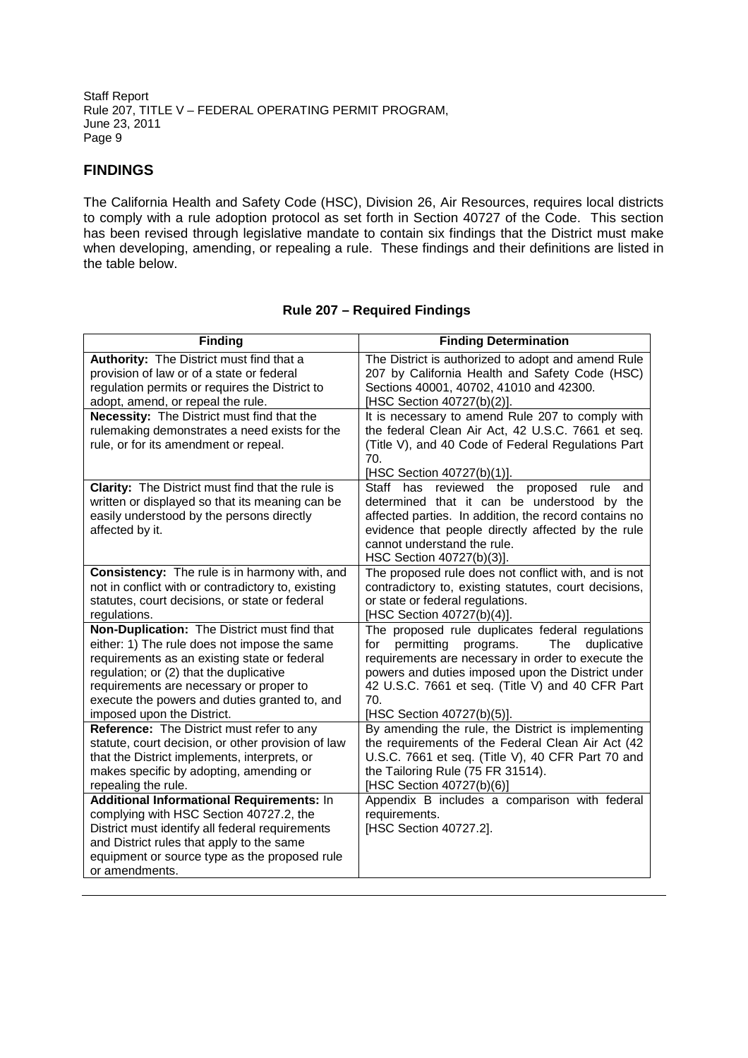## FINDINGS

The California Health and Safety Code (HSC), Division 26, Air Resources, requires local districts to comply with a rule adoption protocol as set forth in Section 40727 of the Code. This section has been revised through legislative mandate to contain six findings that the District must make when developing, amending, or repealing a rule. These findings and their definitions are listed in the table below.

### Rule 207 – Required Findings

| Finding | Finding Determination |
|---|---|
| **Authority:** The District must find that a provision of law or of a state or federal regulation permits or requires the District to adopt, amend, or repeal the rule. | The District is authorized to adopt and amend Rule 207 by California Health and Safety Code (HSC) Sections 40001, 40702, 41010 and 42300. [HSC Section 40727(b)(2)]. |
| **Necessity:** The District must find that the rulemaking demonstrates a need exists for the rule, or for its amendment or repeal. | It is necessary to amend Rule 207 to comply with the federal Clean Air Act, 42 U.S.C. 7661 et seq. (Title V), and 40 Code of Federal Regulations Part 70. [HSC Section 40727(b)(1)]. |
| **Clarity:** The District must find that the rule is written or displayed so that its meaning can be easily understood by the persons directly affected by it. | Staff has reviewed the proposed rule and determined that it can be understood by the affected parties. In addition, the record contains no evidence that people directly affected by the rule cannot understand the rule. HSC Section 40727(b)(3)]. |
| **Consistency:** The rule is in harmony with, and not in conflict with or contradictory to, existing statutes, court decisions, or state or federal regulations. | The proposed rule does not conflict with, and is not contradictory to, existing statutes, court decisions, or state or federal regulations. [HSC Section 40727(b)(4)]. |
| **Non-Duplication:** The District must find that either: 1) The rule does not impose the same requirements as an existing state or federal regulation; or (2) that the duplicative requirements are necessary or proper to execute the powers and duties granted to, and imposed upon the District. | The proposed rule duplicates federal regulations for permitting programs. The duplicative requirements are necessary in order to execute the powers and duties imposed upon the District under 42 U.S.C. 7661 et seq. (Title V) and 40 CFR Part 70. [HSC Section 40727(b)(5)]. |
| **Reference:** The District must refer to any statute, court decision, or other provision of law that the District implements, interprets, or makes specific by adopting, amending or repealing the rule. | By amending the rule, the District is implementing the requirements of the Federal Clean Air Act (42 U.S.C. 7661 et seq. (Title V), 40 CFR Part 70 and the Tailoring Rule (75 FR 31514). [HSC Section 40727(b)(6)] |
| **Additional Informational Requirements:** In complying with HSC Section 40727.2, the District must identify all federal requirements and District rules that apply to the same equipment or source type as the proposed rule or amendments. | Appendix B includes a comparison with federal requirements. [HSC Section 40727.2]. |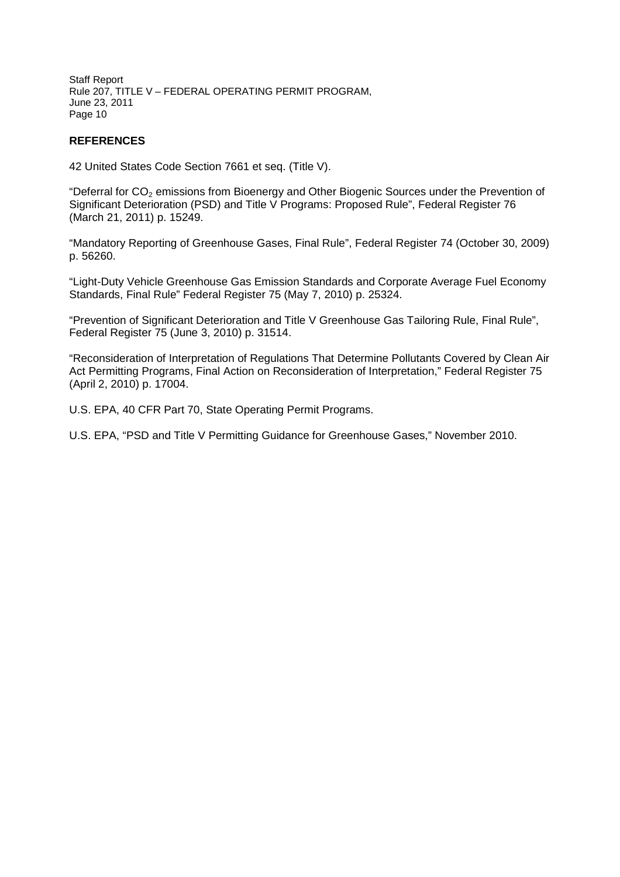## REFERENCES

42 United States Code Section 7661 et seq. (Title V).

"Deferral for $CO_2$ emissions from Bioenergy and Other Biogenic Sources under the Prevention of Significant Deterioration (PSD) and Title V Programs: Proposed Rule", Federal Register 76 (March 21, 2011) p. 15249.

"Mandatory Reporting of Greenhouse Gases, Final Rule", Federal Register 74 (October 30, 2009) p. 56260.

"Light-Duty Vehicle Greenhouse Gas Emission Standards and Corporate Average Fuel Economy Standards, Final Rule" Federal Register 75 (May 7, 2010) p. 25324.

"Prevention of Significant Deterioration and Title V Greenhouse Gas Tailoring Rule, Final Rule", Federal Register 75 (June 3, 2010) p. 31514.

"Reconsideration of Interpretation of Regulations That Determine Pollutants Covered by Clean Air Act Permitting Programs, Final Action on Reconsideration of Interpretation," Federal Register 75 (April 2, 2010) p. 17004.

U.S. EPA, 40 CFR Part 70, State Operating Permit Programs.

U.S. EPA, "PSD and Title V Permitting Guidance for Greenhouse Gases," November 2010.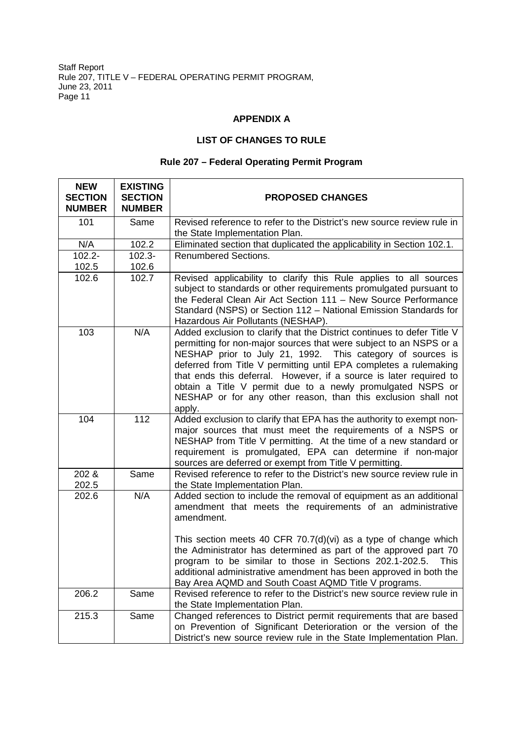## APPENDIX A

## LIST OF CHANGES TO RULE

### Rule 207 – Federal Operating Permit Program

| NEW SECTION NUMBER | EXISTING SECTION NUMBER | PROPOSED CHANGES |
|---|---|---|
| 101 | Same | Revised reference to refer to the District's new source review rule in the State Implementation Plan. |
| N/A | 102.2 | Eliminated section that duplicated the applicability in Section 102.1. |
| 102.2-102.5 | 102.3-102.6 | Renumbered Sections. |
| 102.6 | 102.7 | Revised applicability to clarify this Rule applies to all sources subject to standards or other requirements promulgated pursuant to the Federal Clean Air Act Section 111 – New Source Performance Standard (NSPS) or Section 112 – National Emission Standards for Hazardous Air Pollutants (NESHAP). |
| 103 | N/A | Added exclusion to clarify that the District continues to defer Title V permitting for non-major sources that were subject to an NSPS or a NESHAP prior to July 21, 1992. This category of sources is deferred from Title V permitting until EPA completes a rulemaking that ends this deferral. However, if a source is later required to obtain a Title V permit due to a newly promulgated NSPS or NESHAP or for any other reason, than this exclusion shall not apply. |
| 104 | 112 | Added exclusion to clarify that EPA has the authority to exempt non-major sources that must meet the requirements of a NSPS or NESHAP from Title V permitting. At the time of a new standard or requirement is promulgated, EPA can determine if non-major sources are deferred or exempt from Title V permitting. |
| 202 & 202.5 | Same | Revised reference to refer to the District's new source review rule in the State Implementation Plan. |
| 202.6 | N/A | Added section to include the removal of equipment as an additional amendment that meets the requirements of an administrative amendment.<br><br>This section meets 40 CFR 70.7(d)(vi) as a type of change which the Administrator has determined as part of the approved part 70 program to be similar to those in Sections 202.1-202.5. This additional administrative amendment has been approved in both the Bay Area AQMD and South Coast AQMD Title V programs. |
| 206.2 | Same | Revised reference to refer to the District's new source review rule in the State Implementation Plan. |
| 215.3 | Same | Changed references to District permit requirements that are based on Prevention of Significant Deterioration or the version of the District's new source review rule in the State Implementation Plan. |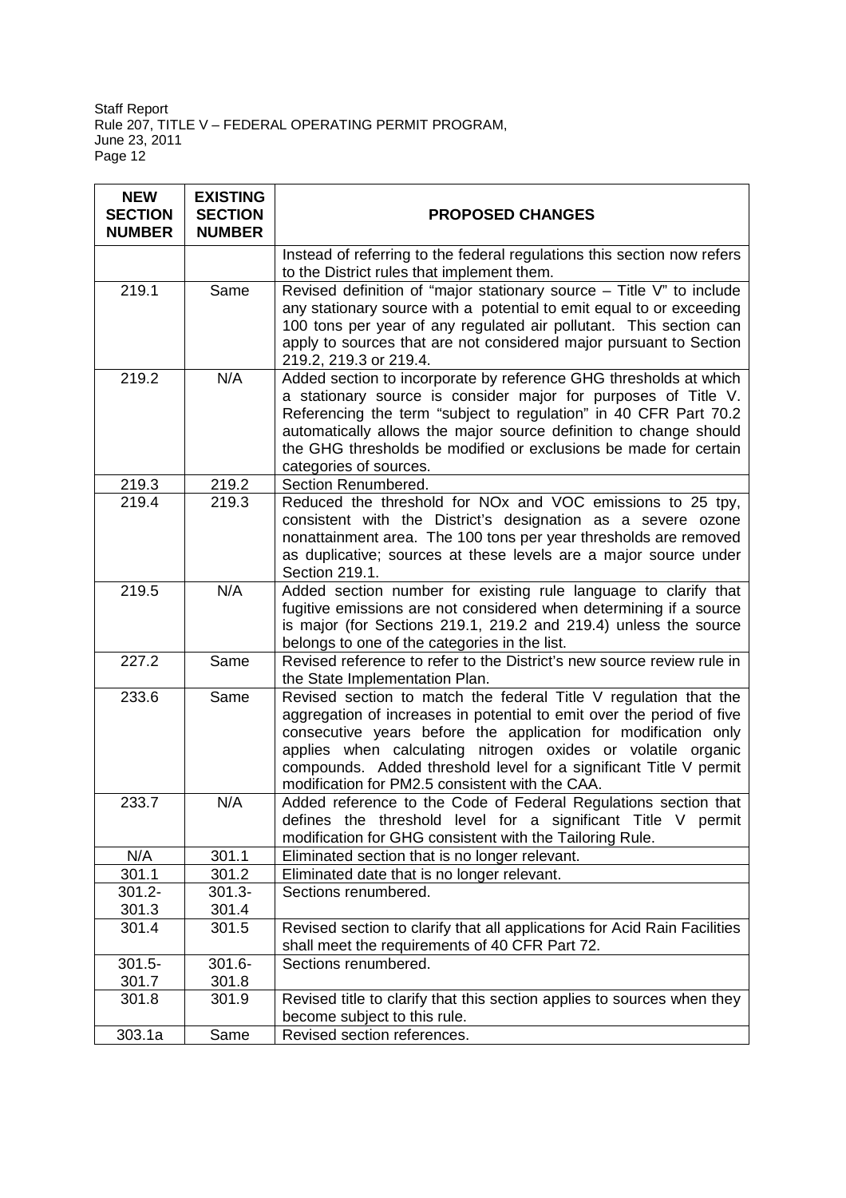| NEW SECTION NUMBER | EXISTING SECTION NUMBER | PROPOSED CHANGES |
|---|---|---|
| | | Instead of referring to the federal regulations this section now refers to the District rules that implement them. |
| 219.1 | Same | Revised definition of "major stationary source – Title V" to include any stationary source with a potential to emit equal to or exceeding 100 tons per year of any regulated air pollutant. This section can apply to sources that are not considered major pursuant to Section 219.2, 219.3 or 219.4. |
| 219.2 | N/A | Added section to incorporate by reference GHG thresholds at which a stationary source is consider major for purposes of Title V. Referencing the term "subject to regulation" in 40 CFR Part 70.2 automatically allows the major source definition to change should the GHG thresholds be modified or exclusions be made for certain categories of sources. |
| 219.3 | 219.2 | Section Renumbered. |
| 219.4 | 219.3 | Reduced the threshold for NOx and VOC emissions to 25 tpy, consistent with the District's designation as a severe ozone nonattainment area. The 100 tons per year thresholds are removed as duplicative; sources at these levels are a major source under Section 219.1. |
| 219.5 | N/A | Added section number for existing rule language to clarify that fugitive emissions are not considered when determining if a source is major (for Sections 219.1, 219.2 and 219.4) unless the source belongs to one of the categories in the list. |
| 227.2 | Same | Revised reference to refer to the District's new source review rule in the State Implementation Plan. |
| 233.6 | Same | Revised section to match the federal Title V regulation that the aggregation of increases in potential to emit over the period of five consecutive years before the application for modification only applies when calculating nitrogen oxides or volatile organic compounds. Added threshold level for a significant Title V permit modification for PM2.5 consistent with the CAA. |
| 233.7 | N/A | Added reference to the Code of Federal Regulations section that defines the threshold level for a significant Title V permit modification for GHG consistent with the Tailoring Rule. |
| N/A | 301.1 | Eliminated section that is no longer relevant. |
| 301.1 | 301.2 | Eliminated date that is no longer relevant. |
| 301.2-301.3 | 301.3-301.4 | Sections renumbered. |
| 301.4 | 301.5 | Revised section to clarify that all applications for Acid Rain Facilities shall meet the requirements of 40 CFR Part 72. |
| 301.5-301.7 | 301.6-301.8 | Sections renumbered. |
| 301.8 | 301.9 | Revised title to clarify that this section applies to sources when they become subject to this rule. |
| 303.1a | Same | Revised section references. |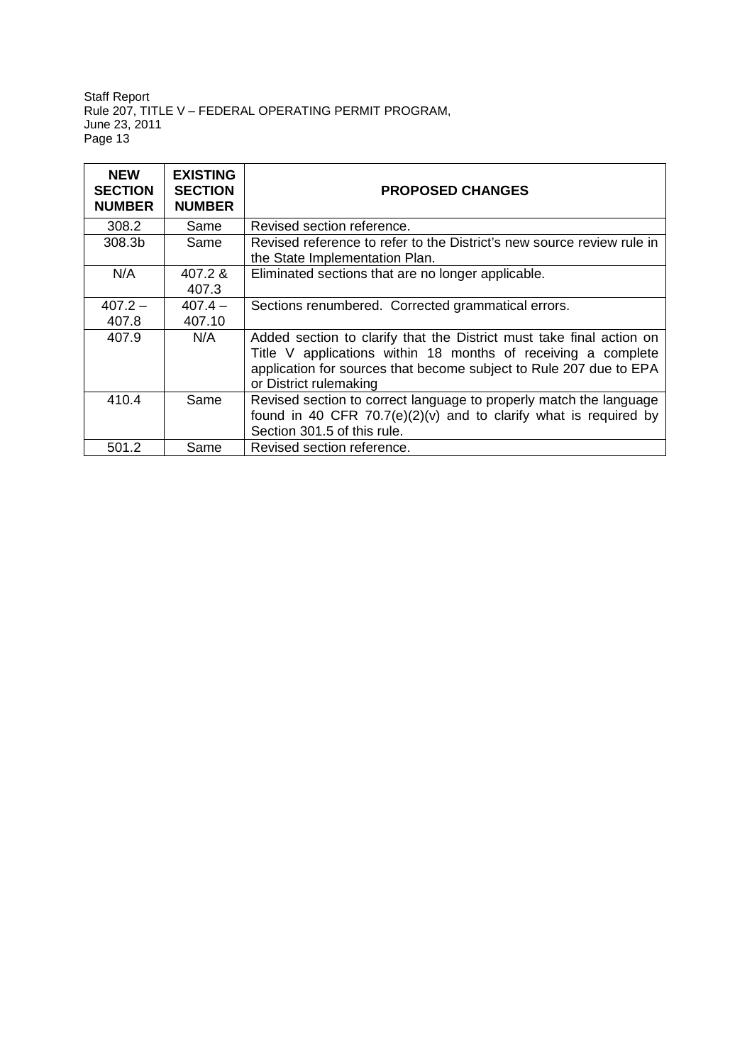| NEW SECTION NUMBER | EXISTING SECTION NUMBER | PROPOSED CHANGES |
|---|---|---|
| 308.2 | Same | Revised section reference. |
| 308.3b | Same | Revised reference to refer to the District's new source review rule in the State Implementation Plan. |
| N/A | 407.2 & 407.3 | Eliminated sections that are no longer applicable. |
| 407.2 – 407.8 | 407.4 – 407.10 | Sections renumbered. Corrected grammatical errors. |
| 407.9 | N/A | Added section to clarify that the District must take final action on Title V applications within 18 months of receiving a complete application for sources that become subject to Rule 207 due to EPA or District rulemaking |
| 410.4 | Same | Revised section to correct language to properly match the language found in 40 CFR 70.7(e)(2)(v) and to clarify what is required by Section 301.5 of this rule. |
| 501.2 | Same | Revised section reference. |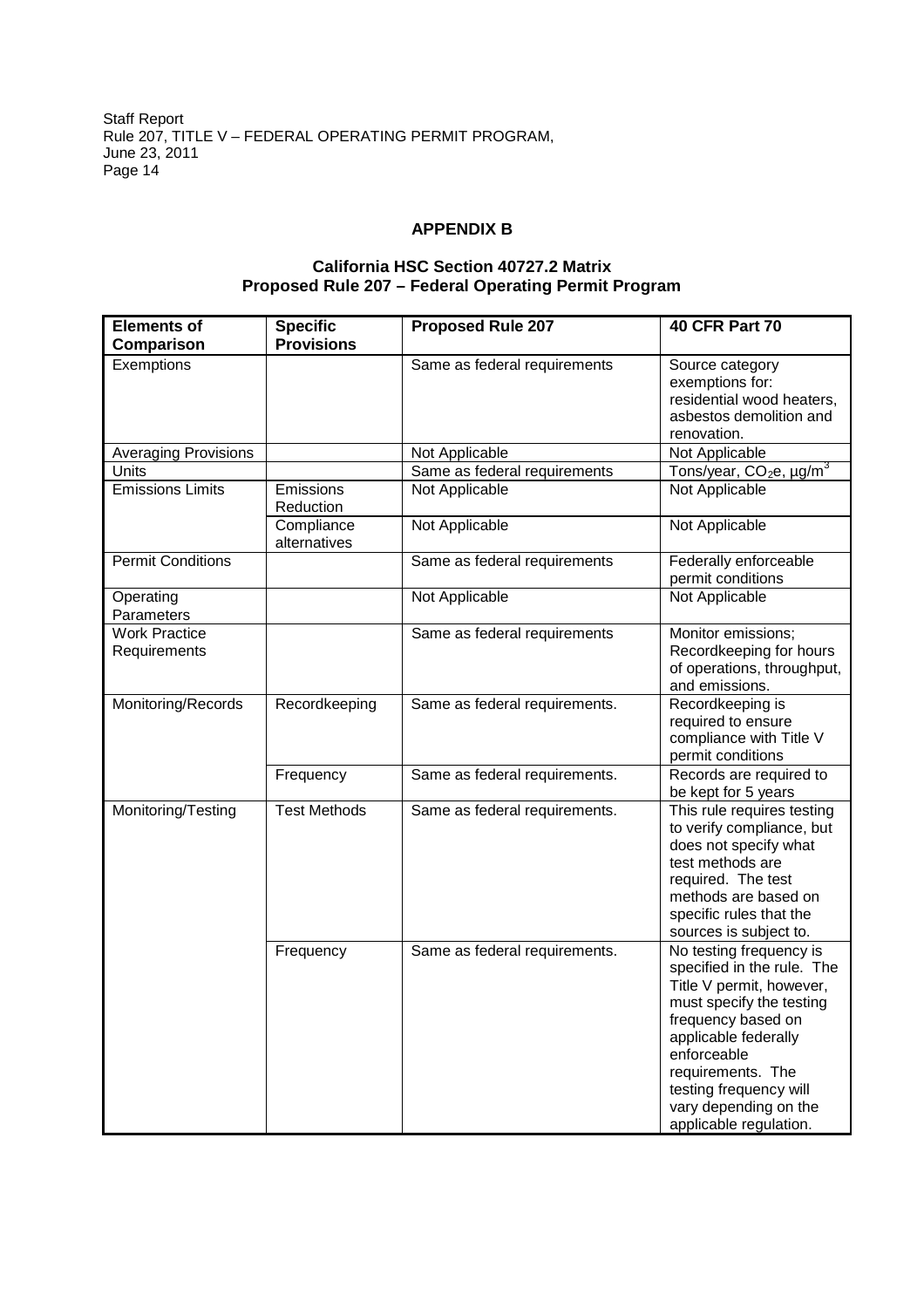## APPENDIX B

### California HSC Section 40727.2 Matrix
### Proposed Rule 207 – Federal Operating Permit Program

| Elements of Comparison | Specific Provisions | Proposed Rule 207 | 40 CFR Part 70 |
|---|---|---|---|
| Exemptions | | Same as federal requirements | Source category exemptions for: residential wood heaters, asbestos demolition and renovation. |
| Averaging Provisions | | Not Applicable | Not Applicable |
| Units | | Same as federal requirements | Tons/year, $CO_2e$, $\mu g/m^3$ |
| Emissions Limits | Emissions Reduction | Not Applicable | Not Applicable |
| | Compliance alternatives | Not Applicable | Not Applicable |
| Permit Conditions | | Same as federal requirements | Federally enforceable permit conditions |
| Operating Parameters | | Not Applicable | Not Applicable |
| Work Practice Requirements | | Same as federal requirements | Monitor emissions; Recordkeeping for hours of operations, throughput, and emissions. |
| Monitoring/Records | Recordkeeping | Same as federal requirements. | Recordkeeping is required to ensure compliance with Title V permit conditions |
| | Frequency | Same as federal requirements. | Records are required to be kept for 5 years |
| Monitoring/Testing | Test Methods | Same as federal requirements. | This rule requires testing to verify compliance, but does not specify what test methods are required. The test methods are based on specific rules that the sources is subject to. |
| | Frequency | Same as federal requirements. | No testing frequency is specified in the rule. The Title V permit, however, must specify the testing frequency based on applicable federally enforceable requirements. The testing frequency will vary depending on the applicable regulation. |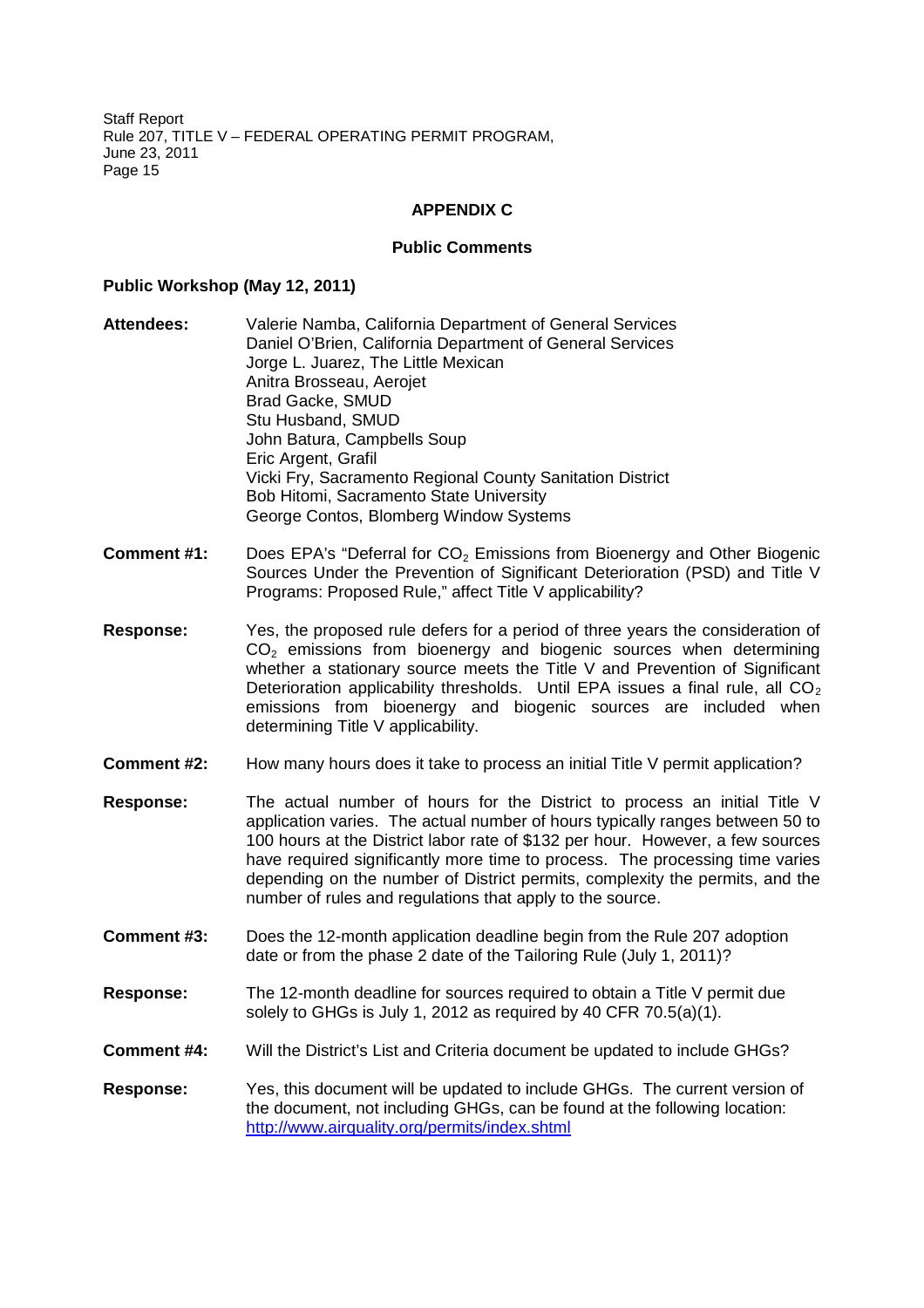## APPENDIX C

### Public Comments

**Public Workshop (May 12, 2011)**

**Attendees:**

Valerie Namba, California Department of General Services
Daniel O'Brien, California Department of General Services
Jorge L. Juarez, The Little Mexican
Anitra Brosseau, Aerojet
Brad Gacke, SMUD
Stu Husband, SMUD
John Batura, Campbells Soup
Eric Argent, Grafil
Vicki Fry, Sacramento Regional County Sanitation District
Bob Hitomi, Sacramento State University
George Contos, Blomberg Window Systems

**Comment #1:** Does EPA's "Deferral for $CO_2$ Emissions from Bioenergy and Other Biogenic Sources Under the Prevention of Significant Deterioration (PSD) and Title V Programs: Proposed Rule," affect Title V applicability?

**Response:** Yes, the proposed rule defers for a period of three years the consideration of $CO_2$ emissions from bioenergy and biogenic sources when determining whether a stationary source meets the Title V and Prevention of Significant Deterioration applicability thresholds. Until EPA issues a final rule, all $CO_2$ emissions from bioenergy and biogenic sources are included when determining Title V applicability.

**Comment #2:** How many hours does it take to process an initial Title V permit application?

**Response:** The actual number of hours for the District to process an initial Title V application varies. The actual number of hours typically ranges between 50 to 100 hours at the District labor rate of $132 per hour. However, a few sources have required significantly more time to process. The processing time varies depending on the number of District permits, complexity the permits, and the number of rules and regulations that apply to the source.

**Comment #3:** Does the 12-month application deadline begin from the Rule 207 adoption date or from the phase 2 date of the Tailoring Rule (July 1, 2011)?

**Response:** The 12-month deadline for sources required to obtain a Title V permit due solely to GHGs is July 1, 2012 as required by 40 CFR 70.5(a)(1).

**Comment #4:** Will the District's List and Criteria document be updated to include GHGs?

**Response:** Yes, this document will be updated to include GHGs. The current version of the document, not including GHGs, can be found at the following location: http://www.airquality.org/permits/index.shtml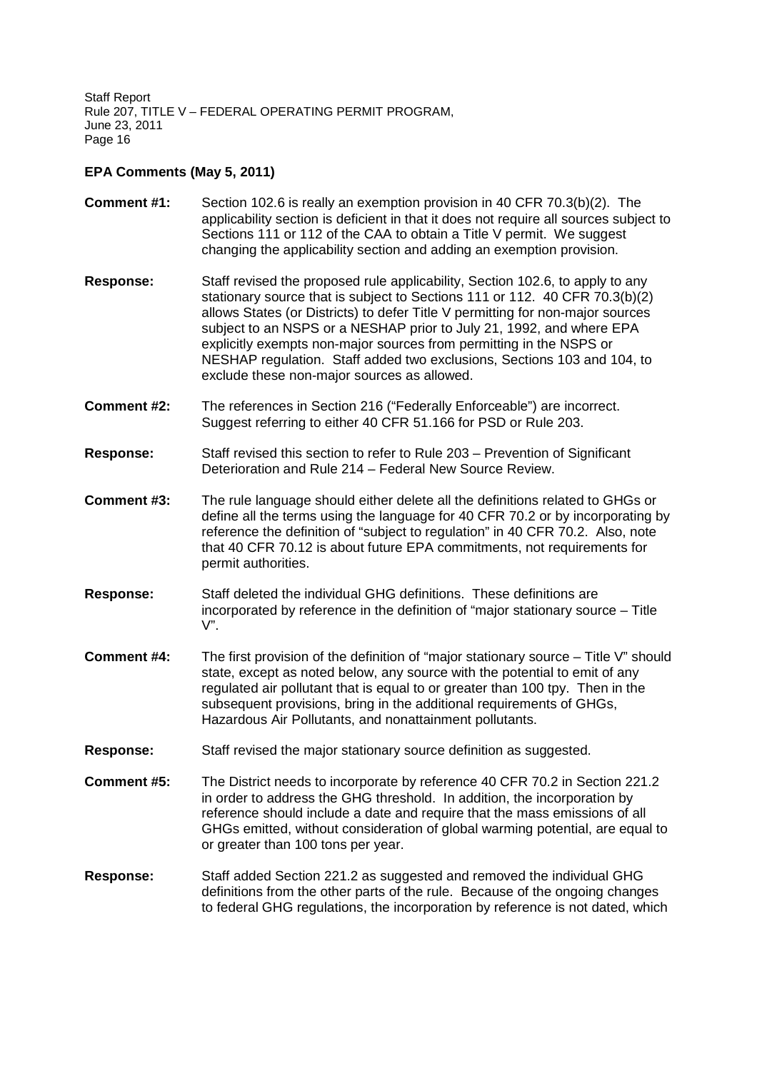## EPA Comments (May 5, 2011)

**Comment #1:** Section 102.6 is really an exemption provision in 40 CFR 70.3(b)(2). The applicability section is deficient in that it does not require all sources subject to Sections 111 or 112 of the CAA to obtain a Title V permit. We suggest changing the applicability section and adding an exemption provision.

**Response:** Staff revised the proposed rule applicability, Section 102.6, to apply to any stationary source that is subject to Sections 111 or 112. 40 CFR 70.3(b)(2) allows States (or Districts) to defer Title V permitting for non-major sources subject to an NSPS or a NESHAP prior to July 21, 1992, and where EPA explicitly exempts non-major sources from permitting in the NSPS or NESHAP regulation. Staff added two exclusions, Sections 103 and 104, to exclude these non-major sources as allowed.

**Comment #2:** The references in Section 216 ("Federally Enforceable") are incorrect. Suggest referring to either 40 CFR 51.166 for PSD or Rule 203.

**Response:** Staff revised this section to refer to Rule 203 – Prevention of Significant Deterioration and Rule 214 – Federal New Source Review.

**Comment #3:** The rule language should either delete all the definitions related to GHGs or define all the terms using the language for 40 CFR 70.2 or by incorporating by reference the definition of "subject to regulation" in 40 CFR 70.2. Also, note that 40 CFR 70.12 is about future EPA commitments, not requirements for permit authorities.

**Response:** Staff deleted the individual GHG definitions. These definitions are incorporated by reference in the definition of "major stationary source – Title V".

**Comment #4:** The first provision of the definition of "major stationary source – Title V" should state, except as noted below, any source with the potential to emit of any regulated air pollutant that is equal to or greater than 100 tpy. Then in the subsequent provisions, bring in the additional requirements of GHGs, Hazardous Air Pollutants, and nonattainment pollutants.

**Response:** Staff revised the major stationary source definition as suggested.

**Comment #5:** The District needs to incorporate by reference 40 CFR 70.2 in Section 221.2 in order to address the GHG threshold. In addition, the incorporation by reference should include a date and require that the mass emissions of all GHGs emitted, without consideration of global warming potential, are equal to or greater than 100 tons per year.

**Response:** Staff added Section 221.2 as suggested and removed the individual GHG definitions from the other parts of the rule. Because of the ongoing changes to federal GHG regulations, the incorporation by reference is not dated, which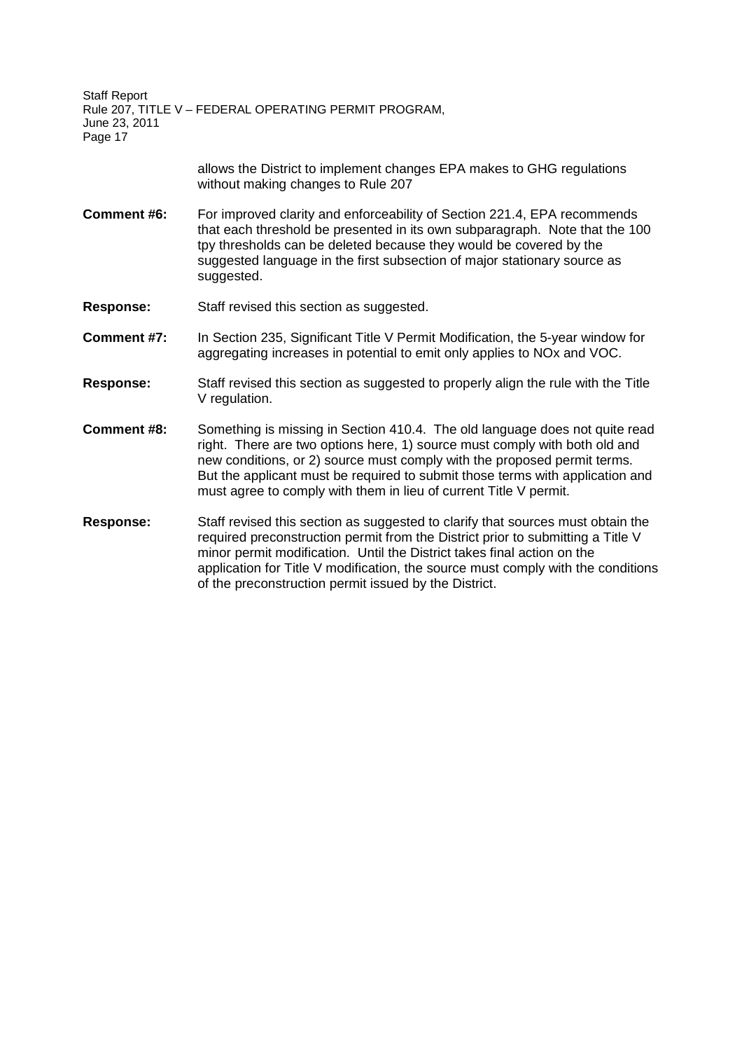allows the District to implement changes EPA makes to GHG regulations without making changes to Rule 207

**Comment #6:** For improved clarity and enforceability of Section 221.4, EPA recommends that each threshold be presented in its own subparagraph. Note that the 100 tpy thresholds can be deleted because they would be covered by the suggested language in the first subsection of major stationary source as suggested.

**Response:** Staff revised this section as suggested.

**Comment #7:** In Section 235, Significant Title V Permit Modification, the 5-year window for aggregating increases in potential to emit only applies to NOx and VOC.

**Response:** Staff revised this section as suggested to properly align the rule with the Title V regulation.

**Comment #8:** Something is missing in Section 410.4. The old language does not quite read right. There are two options here, 1) source must comply with both old and new conditions, or 2) source must comply with the proposed permit terms. But the applicant must be required to submit those terms with application and must agree to comply with them in lieu of current Title V permit.

**Response:** Staff revised this section as suggested to clarify that sources must obtain the required preconstruction permit from the District prior to submitting a Title V minor permit modification. Until the District takes final action on the application for Title V modification, the source must comply with the conditions of the preconstruction permit issued by the District.